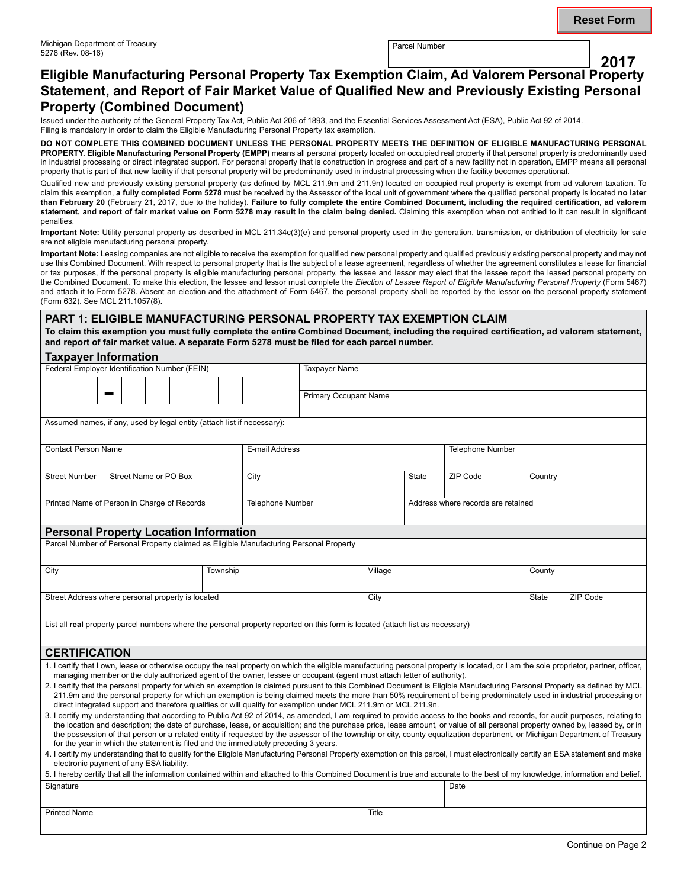Michigan Department of Treasury
5278 (Rev. 08-16)

Parcel Number

**2017**

# Eligible Manufacturing Personal Property Tax Exemption Claim, Ad Valorem Personal Property Statement, and Report of Fair Market Value of Qualified New and Previously Existing Personal Property (Combined Document)

Issued under the authority of the General Property Tax Act, Public Act 206 of 1893, and the Essential Services Assessment Act (ESA), Public Act 92 of 2014. Filing is mandatory in order to claim the Eligible Manufacturing Personal Property tax exemption.

**DO NOT COMPLETE THIS COMBINED DOCUMENT UNLESS THE PERSONAL PROPERTY MEETS THE DEFINITION OF ELIGIBLE MANUFACTURING PERSONAL PROPERTY. Eligible Manufacturing Personal Property (EMPP)** means all personal property located on occupied real property if that personal property is predominantly used in industrial processing or direct integrated support. For personal property that is construction in progress and part of a new facility not in operation, EMPP means all personal property that is part of that new facility if that personal property will be predominantly used in industrial processing when the facility becomes operational.

Qualified new and previously existing personal property (as defined by MCL 211.9m and 211.9n) located on occupied real property is exempt from ad valorem taxation. To claim this exemption, **a fully completed Form 5278** must be received by the Assessor of the local unit of government where the qualified personal property is located **no later than February 20** (February 21, 2017, due to the holiday). **Failure to fully complete the entire Combined Document, including the required certification, ad valorem statement, and report of fair market value on Form 5278 may result in the claim being denied.** Claiming this exemption when not entitled to it can result in significant penalties.

**Important Note:** Utility personal property as described in MCL 211.34c(3)(e) and personal property used in the generation, transmission, or distribution of electricity for sale are not eligible manufacturing personal property.

**Important Note:** Leasing companies are not eligible to receive the exemption for qualified new personal property and qualified previously existing personal property and may not use this Combined Document. With respect to personal property that is the subject of a lease agreement, regardless of whether the agreement constitutes a lease for financial or tax purposes, if the personal property is eligible manufacturing personal property, the lessee and lessor may elect that the lessee report the leased personal property on the Combined Document. To make this election, the lessee and lessor must complete the *Election of Lessee Report of Eligible Manufacturing Personal Property* (Form 5467) and attach it to Form 5278. Absent an election and the attachment of Form 5467, the personal property shall be reported by the lessor on the personal property statement (Form 632). See MCL 211.1057(8).

## PART 1: ELIGIBLE MANUFACTURING PERSONAL PROPERTY TAX EXEMPTION CLAIM

**To claim this exemption you must fully complete the entire Combined Document, including the required certification, ad valorem statement, and report of fair market value. A separate Form 5278 must be filed for each parcel number.**

### Taxpayer Information

| Federal Employer Identification Number (FEIN) | Taxpayer Name |
|---|---|
| | Primary Occupant Name |

Assumed names, if any, used by legal entity (attach list if necessary):

| Contact Person Name | | E-mail Address | | Telephone Number | |
|---|---|---|---|---|---|
| **Street Number** | **Street Name or PO Box** | **City** | **State** | **ZIP Code** | **Country** |
| | | | | | |

| Printed Name of Person in Charge of Records | Telephone Number | Address where records are retained |
|---|---|---|
| | | |

### Personal Property Location Information

Parcel Number of Personal Property claimed as Eligible Manufacturing Personal Property

| City | Township | Village | County |
|---|---|---|---|
| | | | |

| Street Address where personal property is located | City | State | ZIP Code |
|---|---|---|---|
| | | | |

List all **real** property parcel numbers where the personal property reported on this form is located (attach list as necessary)

### CERTIFICATION

1. I certify that I own, lease or otherwise occupy the real property on which the eligible manufacturing personal property is located, or I am the sole proprietor, partner, officer, managing member or the duly authorized agent of the owner, lessee or occupant (agent must attach letter of authority).
2. I certify that the personal property for which an exemption is claimed pursuant to this Combined Document is Eligible Manufacturing Personal Property as defined by MCL 211.9m and the personal property for which an exemption is being claimed meets the more than 50% requirement of being predominately used in industrial processing or direct integrated support and therefore qualifies or will qualify for exemption under MCL 211.9m or MCL 211.9n.
3. I certify my understanding that according to Public Act 92 of 2014, as amended, I am required to provide access to the books and records, for audit purposes, relating to the location and description; the date of purchase, lease, or acquisition; and the purchase price, lease amount, or value of all personal property owned by, leased by, or in the possession of that person or a related entity if requested by the assessor of the township or city, county equalization department, or Michigan Department of Treasury for the year in which the statement is filed and the immediately preceding 3 years.
4. I certify my understanding that to qualify for the Eligible Manufacturing Personal Property exemption on this parcel, I must electronically certify an ESA statement and make electronic payment of any ESA liability.
5. I hereby certify that all the information contained within and attached to this Combined Document is true and accurate to the best of my knowledge, information and belief.

| Signature | Date |
|---|---|
| | |

| Printed Name | Title |
|---|---|
| | |

Continue on Page 2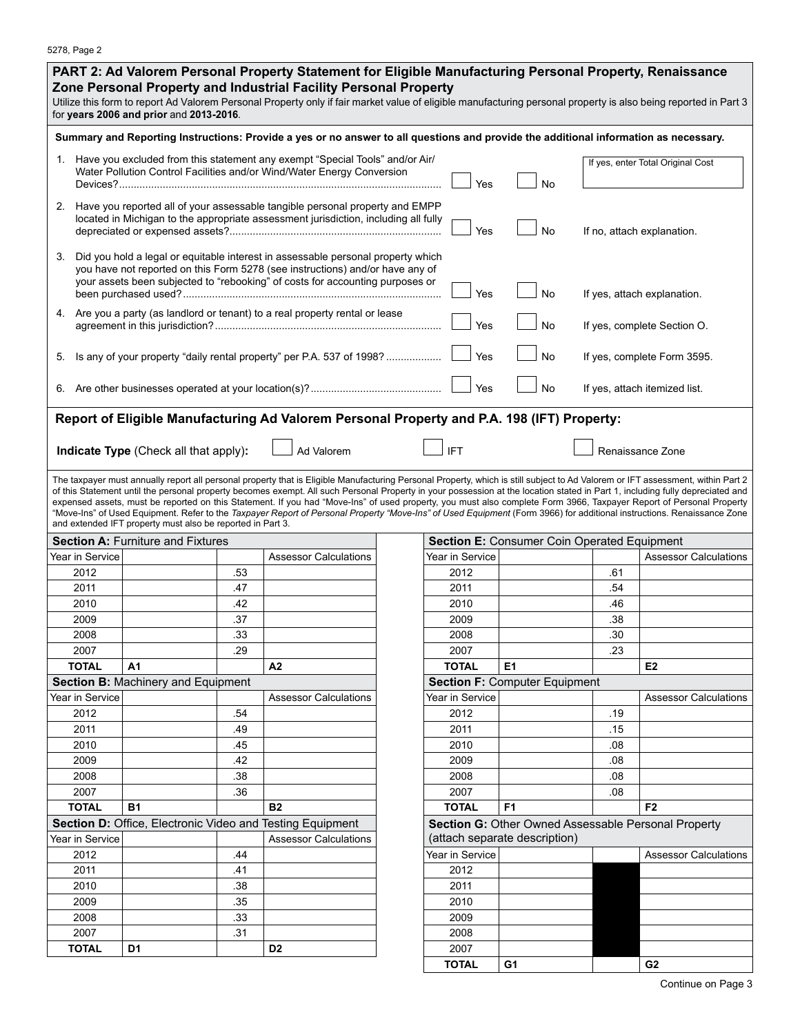## PART 2: Ad Valorem Personal Property Statement for Eligible Manufacturing Personal Property, Renaissance Zone Personal Property and Industrial Facility Personal Property

Utilize this form to report Ad Valorem Personal Property only if fair market value of eligible manufacturing personal property is also being reported in Part 3 for **years 2006 and prior** and **2013-2016**.

**Summary and Reporting Instructions: Provide a yes or no answer to all questions and provide the additional information as necessary.**

| | Question | Yes | No | |
|---|---|---|---|---|
| 1. | Have you excluded from this statement any exempt "Special Tools" and/or Air/ Water Pollution Control Facilities and/or Wind/Water Energy Conversion Devices? | Yes | No | If yes, enter Total Original Cost |
| 2. | Have you reported all of your assessable tangible personal property and EMPP located in Michigan to the appropriate assessment jurisdiction, including all fully depreciated or expensed assets? | Yes | No | If no, attach explanation. |
| 3. | Did you hold a legal or equitable interest in assessable personal property which you have not reported on this Form 5278 (see instructions) and/or have any of your assets been subjected to "rebooking" of costs for accounting purposes or been purchased used? | Yes | No | If yes, attach explanation. |
| 4. | Are you a party (as landlord or tenant) to a real property rental or lease agreement in this jurisdiction? | Yes | No | If yes, complete Section O. |
| 5. | Is any of your property "daily rental property" per P.A. 537 of 1998? | Yes | No | If yes, complete Form 3595. |
| 6. | Are other businesses operated at your location(s)? | Yes | No | If yes, attach itemized list. |

### Report of Eligible Manufacturing Ad Valorem Personal Property and P.A. 198 (IFT) Property:

**Indicate Type** (Check all that apply): ☐ Ad Valorem ☐ IFT ☐ Renaissance Zone

The taxpayer must annually report all personal property that is Eligible Manufacturing Personal Property, which is still subject to Ad Valorem or IFT assessment, within Part 2 of this Statement until the personal property becomes exempt. All such Personal Property in your possession at the location stated in Part 1, including fully depreciated and expensed assets, must be reported on this Statement. If you had "Move-Ins" of used property, you must also complete Form 3966, Taxpayer Report of Personal Property "Move-Ins" of Used Equipment. Refer to the *Taxpayer Report of Personal Property "Move-Ins" of Used Equipment* (Form 3966) for additional instructions. Renaissance Zone and extended IFT property must also be reported in Part 3.

**Section A:** Furniture and Fixtures

| Year in Service | | | Assessor Calculations |
|---|---|---|---|
| 2012 | | .53 | |
| 2011 | | .47 | |
| 2010 | | .42 | |
| 2009 | | .37 | |
| 2008 | | .33 | |
| 2007 | | .29 | |
| **TOTAL** | **A1** | | **A2** |

**Section B:** Machinery and Equipment

| Year in Service | | | Assessor Calculations |
|---|---|---|---|
| 2012 | | .54 | |
| 2011 | | .49 | |
| 2010 | | .45 | |
| 2009 | | .42 | |
| 2008 | | .38 | |
| 2007 | | .36 | |
| **TOTAL** | **B1** | | **B2** |

**Section D:** Office, Electronic Video and Testing Equipment

| Year in Service | | | Assessor Calculations |
|---|---|---|---|
| 2012 | | .44 | |
| 2011 | | .41 | |
| 2010 | | .38 | |
| 2009 | | .35 | |
| 2008 | | .33 | |
| 2007 | | .31 | |
| **TOTAL** | **D1** | | **D2** |

**Section E:** Consumer Coin Operated Equipment

| Year in Service | | | Assessor Calculations |
|---|---|---|---|
| 2012 | | .61 | |
| 2011 | | .54 | |
| 2010 | | .46 | |
| 2009 | | .38 | |
| 2008 | | .30 | |
| 2007 | | .23 | |
| **TOTAL** | **E1** | | **E2** |

**Section F:** Computer Equipment

| Year in Service | | | Assessor Calculations |
|---|---|---|---|
| 2012 | | .19 | |
| 2011 | | .15 | |
| 2010 | | .08 | |
| 2009 | | .08 | |
| 2008 | | .08 | |
| 2007 | | .08 | |
| **TOTAL** | **F1** | | **F2** |

**Section G:** Other Owned Assessable Personal Property (attach separate description)

| Year in Service | | | Assessor Calculations |
|---|---|---|---|
| 2012 | | | |
| 2011 | | | |
| 2010 | | | |
| 2009 | | | |
| 2008 | | | |
| 2007 | | | |
| **TOTAL** | **G1** | | **G2** |

Continue on Page 3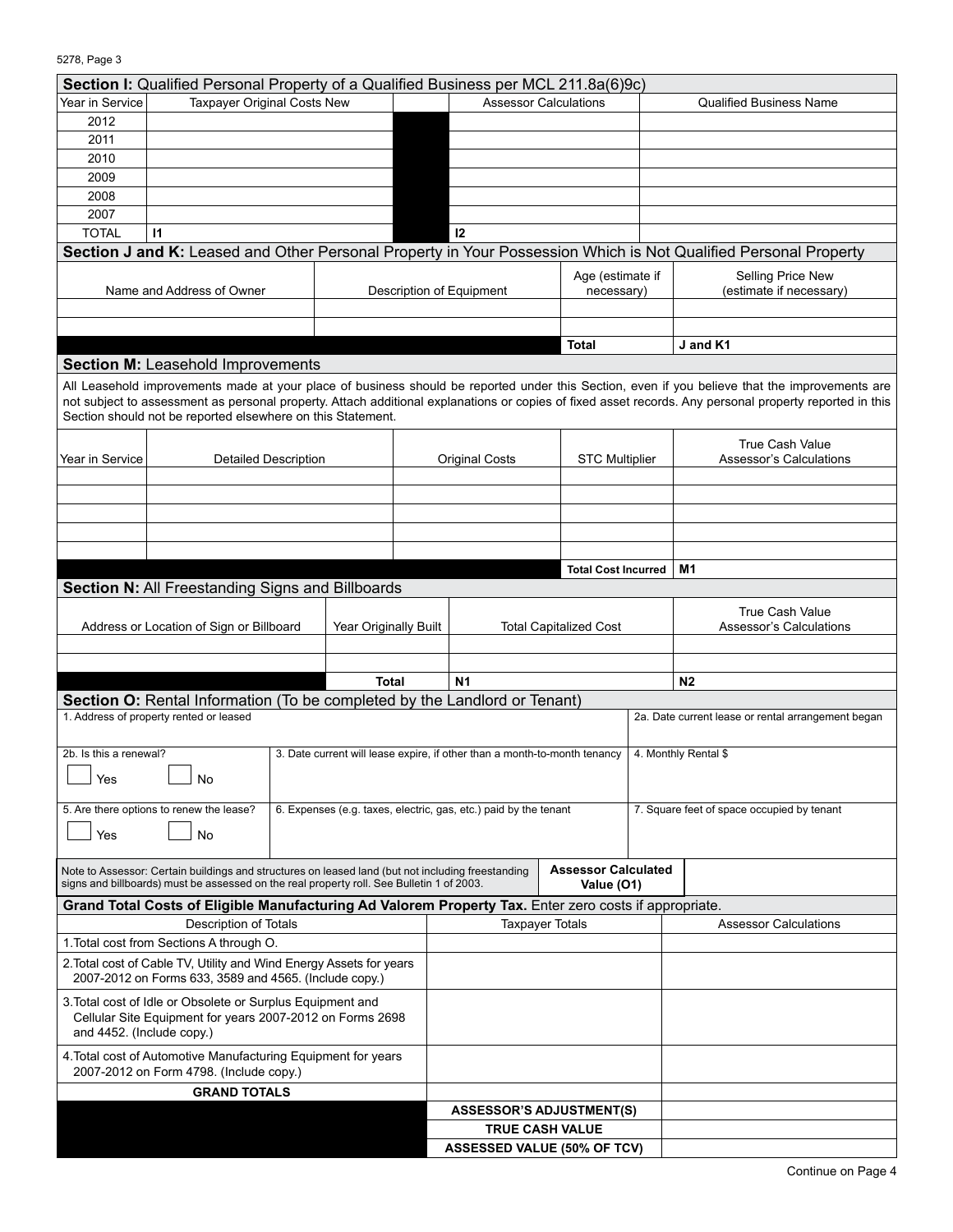**Section I:** Qualified Personal Property of a Qualified Business per MCL 211.8a(6)9c)

| Year in Service | Taxpayer Original Costs New | | Assessor Calculations | Qualified Business Name |
|---|---|---|---|---|
| 2012 | | | | |
| 2011 | | | | |
| 2010 | | | | |
| 2009 | | | | |
| 2008 | | | | |
| 2007 | | | | |
| TOTAL | I1 | | I2 | |

**Section J and K:** Leased and Other Personal Property in Your Possession Which is Not Qualified Personal Property

| Name and Address of Owner | Description of Equipment | Age (estimate if necessary) | Selling Price New (estimate if necessary) |
|---|---|---|---|
| | | | |
| | | | |
| | | **Total** | **J and K1** |

**Section M:** Leasehold Improvements

All Leasehold improvements made at your place of business should be reported under this Section, even if you believe that the improvements are not subject to assessment as personal property. Attach additional explanations or copies of fixed asset records. Any personal property reported in this Section should not be reported elsewhere on this Statement.

| Year in Service | Detailed Description | Original Costs | STC Multiplier | True Cash Value Assessor's Calculations |
|---|---|---|---|---|
| | | | | |
| | | | | |
| | | | | |
| | | | | |
| | | | | |
| | | | **Total Cost Incurred** | **M1** |

**Section N:** All Freestanding Signs and Billboards

| Address or Location of Sign or Billboard | Year Originally Built | Total Capitalized Cost | True Cash Value Assessor's Calculations |
|---|---|---|---|
| | | | |
| | | | |
| | **Total** | **N1** | **N2** |

**Section O:** Rental Information (To be completed by the Landlord or Tenant)

| | | |
|---|---|---|
| 1. Address of property rented or leased | | 2a. Date current lease or rental arrangement began |
| 2b. Is this a renewal? ☐ Yes ☐ No | 3. Date current will lease expire, if other than a month-to-month tenancy | 4. Monthly Rental $ |
| 5. Are there options to renew the lease? ☐ Yes ☐ No | 6. Expenses (e.g. taxes, electric, gas, etc.) paid by the tenant | 7. Square feet of space occupied by tenant |

| Note to Assessor: Certain buildings and structures on leased land (but not including freestanding signs and billboards) must be assessed on the real property roll. See Bulletin 1 of 2003. | **Assessor Calculated Value (O1)** | |
|---|---|---|

**Grand Total Costs of Eligible Manufacturing Ad Valorem Property Tax.** Enter zero costs if appropriate.

| Description of Totals | Taxpayer Totals | Assessor Calculations |
|---|---|---|
| 1.Total cost from Sections A through O. | | |
| 2.Total cost of Cable TV, Utility and Wind Energy Assets for years 2007-2012 on Forms 633, 3589 and 4565. (Include copy.) | | |
| 3.Total cost of Idle or Obsolete or Surplus Equipment and Cellular Site Equipment for years 2007-2012 on Forms 2698 and 4452. (Include copy.) | | |
| 4.Total cost of Automotive Manufacturing Equipment for years 2007-2012 on Form 4798. (Include copy.) | | |
| **GRAND TOTALS** | | |
| | **ASSESSOR'S ADJUSTMENT(S)** | |
| | **TRUE CASH VALUE** | |
| | **ASSESSED VALUE (50% OF TCV)** | |

Continue on Page 4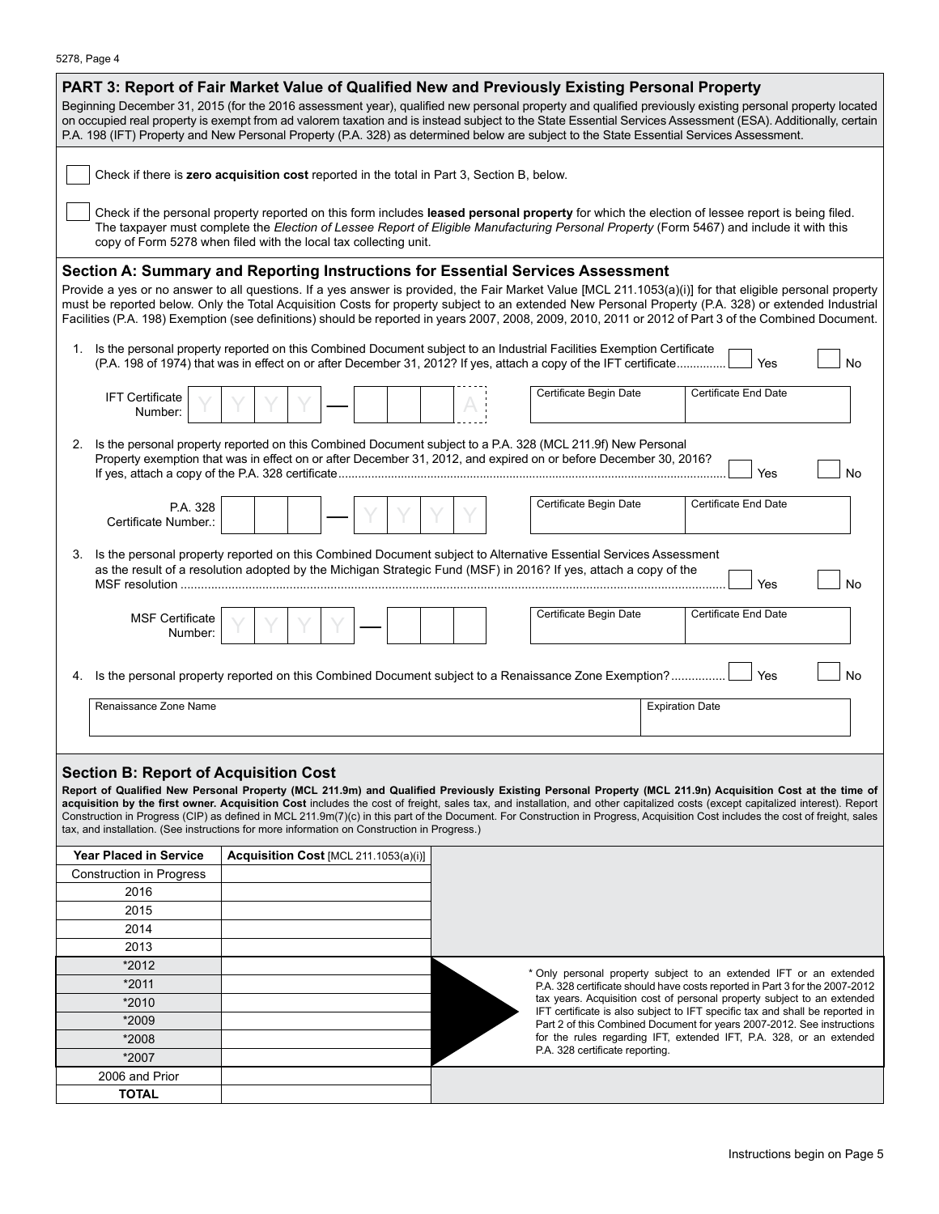## PART 3: Report of Fair Market Value of Qualified New and Previously Existing Personal Property

Beginning December 31, 2015 (for the 2016 assessment year), qualified new personal property and qualified previously existing personal property located on occupied real property is exempt from ad valorem taxation and is instead subject to the State Essential Services Assessment (ESA). Additionally, certain P.A. 198 (IFT) Property and New Personal Property (P.A. 328) as determined below are subject to the State Essential Services Assessment.

☐ Check if there is **zero acquisition cost** reported in the total in Part 3, Section B, below.

☐ Check if the personal property reported on this form includes **leased personal property** for which the election of lessee report is being filed. The taxpayer must complete the *Election of Lessee Report of Eligible Manufacturing Personal Property* (Form 5467) and include it with this copy of Form 5278 when filed with the local tax collecting unit.

### Section A: Summary and Reporting Instructions for Essential Services Assessment

Provide a yes or no answer to all questions. If a yes answer is provided, the Fair Market Value [MCL 211.1053(a)(i)] for that eligible personal property must be reported below. Only the Total Acquisition Costs for property subject to an extended New Personal Property (P.A. 328) or extended Industrial Facilities (P.A. 198) Exemption (see definitions) should be reported in years 2007, 2008, 2009, 2010, 2011 or 2012 of Part 3 of the Combined Document.

1. Is the personal property reported on this Combined Document subject to an Industrial Facilities Exemption Certificate (P.A. 198 of 1974) that was in effect on or after December 31, 2012? If yes, attach a copy of the IFT certificate.............. ☐ Yes ☐ No

   IFT Certificate Number: Y Y Y Y — _ _ _ A | Certificate Begin Date | Certificate End Date

2. Is the personal property reported on this Combined Document subject to a P.A. 328 (MCL 211.9f) New Personal Property exemption that was in effect on or after December 31, 2012, and expired on or before December 30, 2016? If yes, attach a copy of the P.A. 328 certificate.............. ☐ Yes ☐ No

   P.A. 328 Certificate Number.: _ _ _ — Y Y Y Y | Certificate Begin Date | Certificate End Date

3. Is the personal property reported on this Combined Document subject to Alternative Essential Services Assessment as the result of a resolution adopted by the Michigan Strategic Fund (MSF) in 2016? If yes, attach a copy of the MSF resolution.............. ☐ Yes ☐ No

   MSF Certificate Number: Y Y Y Y — _ _ _ | Certificate Begin Date | Certificate End Date

4. Is the personal property reported on this Combined Document subject to a Renaissance Zone Exemption?................ ☐ Yes ☐ No

   Renaissance Zone Name | Expiration Date

### Section B: Report of Acquisition Cost

**Report of Qualified New Personal Property (MCL 211.9m) and Qualified Previously Existing Personal Property (MCL 211.9n) Acquisition Cost at the time of acquisition by the first owner. Acquisition Cost** includes the cost of freight, sales tax, and installation, and other capitalized costs (except capitalized interest). Report Construction in Progress (CIP) as defined in MCL 211.9m(7)(c) in this part of the Document. For Construction in Progress, Acquisition Cost includes the cost of freight, sales tax, and installation. (See instructions for more information on Construction in Progress.)

| Year Placed in Service | Acquisition Cost [MCL 211.1053(a)(i)] |
|---|---|
| Construction in Progress | |
| 2016 | |
| 2015 | |
| 2014 | |
| 2013 | |
| *2012 | |
| *2011 | |
| *2010 | |
| *2009 | |
| *2008 | |
| *2007 | |
| 2006 and Prior | |
| **TOTAL** | |

\* Only personal property subject to an extended IFT or an extended P.A. 328 certificate should have costs reported in Part 3 for the 2007-2012 tax years. Acquisition cost of personal property subject to an extended IFT certificate is also subject to IFT specific tax and shall be reported in Part 2 of this Combined Document for years 2007-2012. See instructions for the rules regarding IFT, extended IFT, P.A. 328, or an extended P.A. 328 certificate reporting.

Instructions begin on Page 5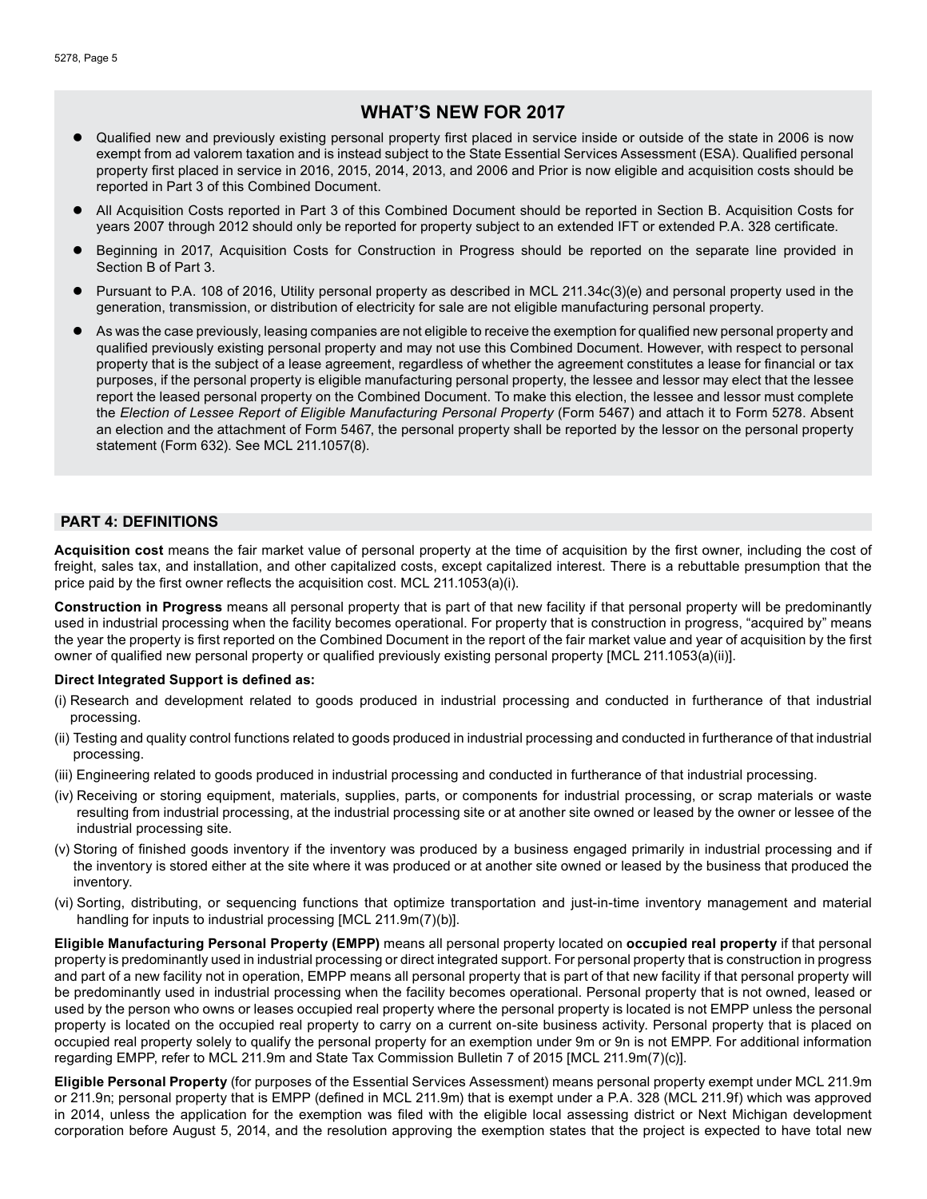## WHAT'S NEW FOR 2017

- Qualified new and previously existing personal property first placed in service inside or outside of the state in 2006 is now exempt from ad valorem taxation and is instead subject to the State Essential Services Assessment (ESA). Qualified personal property first placed in service in 2016, 2015, 2014, 2013, and 2006 and Prior is now eligible and acquisition costs should be reported in Part 3 of this Combined Document.
- All Acquisition Costs reported in Part 3 of this Combined Document should be reported in Section B. Acquisition Costs for years 2007 through 2012 should only be reported for property subject to an extended IFT or extended P.A. 328 certificate.
- Beginning in 2017, Acquisition Costs for Construction in Progress should be reported on the separate line provided in Section B of Part 3.
- Pursuant to P.A. 108 of 2016, Utility personal property as described in MCL 211.34c(3)(e) and personal property used in the generation, transmission, or distribution of electricity for sale are not eligible manufacturing personal property.
- As was the case previously, leasing companies are not eligible to receive the exemption for qualified new personal property and qualified previously existing personal property and may not use this Combined Document. However, with respect to personal property that is the subject of a lease agreement, regardless of whether the agreement constitutes a lease for financial or tax purposes, if the personal property is eligible manufacturing personal property, the lessee and lessor may elect that the lessee report the leased personal property on the Combined Document. To make this election, the lessee and lessor must complete the *Election of Lessee Report of Eligible Manufacturing Personal Property* (Form 5467) and attach it to Form 5278. Absent an election and the attachment of Form 5467, the personal property shall be reported by the lessor on the personal property statement (Form 632). See MCL 211.1057(8).

## PART 4: DEFINITIONS

**Acquisition cost** means the fair market value of personal property at the time of acquisition by the first owner, including the cost of freight, sales tax, and installation, and other capitalized costs, except capitalized interest. There is a rebuttable presumption that the price paid by the first owner reflects the acquisition cost. MCL 211.1053(a)(i).

**Construction in Progress** means all personal property that is part of that new facility if that personal property will be predominantly used in industrial processing when the facility becomes operational. For property that is construction in progress, "acquired by" means the year the property is first reported on the Combined Document in the report of the fair market value and year of acquisition by the first owner of qualified new personal property or qualified previously existing personal property [MCL 211.1053(a)(ii)].

**Direct Integrated Support is defined as:**

(i) Research and development related to goods produced in industrial processing and conducted in furtherance of that industrial processing.

(ii) Testing and quality control functions related to goods produced in industrial processing and conducted in furtherance of that industrial processing.

(iii) Engineering related to goods produced in industrial processing and conducted in furtherance of that industrial processing.

(iv) Receiving or storing equipment, materials, supplies, parts, or components for industrial processing, or scrap materials or waste resulting from industrial processing, at the industrial processing site or at another site owned or leased by the owner or lessee of the industrial processing site.

(v) Storing of finished goods inventory if the inventory was produced by a business engaged primarily in industrial processing and if the inventory is stored either at the site where it was produced or at another site owned or leased by the business that produced the inventory.

(vi) Sorting, distributing, or sequencing functions that optimize transportation and just-in-time inventory management and material handling for inputs to industrial processing [MCL 211.9m(7)(b)].

**Eligible Manufacturing Personal Property (EMPP)** means all personal property located on **occupied real property** if that personal property is predominantly used in industrial processing or direct integrated support. For personal property that is construction in progress and part of a new facility not in operation, EMPP means all personal property that is part of that new facility if that personal property will be predominantly used in industrial processing when the facility becomes operational. Personal property that is not owned, leased or used by the person who owns or leases occupied real property where the personal property is located is not EMPP unless the personal property is located on the occupied real property to carry on a current on-site business activity. Personal property that is placed on occupied real property solely to qualify the personal property for an exemption under 9m or 9n is not EMPP. For additional information regarding EMPP, refer to MCL 211.9m and State Tax Commission Bulletin 7 of 2015 [MCL 211.9m(7)(c)].

**Eligible Personal Property** (for purposes of the Essential Services Assessment) means personal property exempt under MCL 211.9m or 211.9n; personal property that is EMPP (defined in MCL 211.9m) that is exempt under a P.A. 328 (MCL 211.9f) which was approved in 2014, unless the application for the exemption was filed with the eligible local assessing district or Next Michigan development corporation before August 5, 2014, and the resolution approving the exemption states that the project is expected to have total new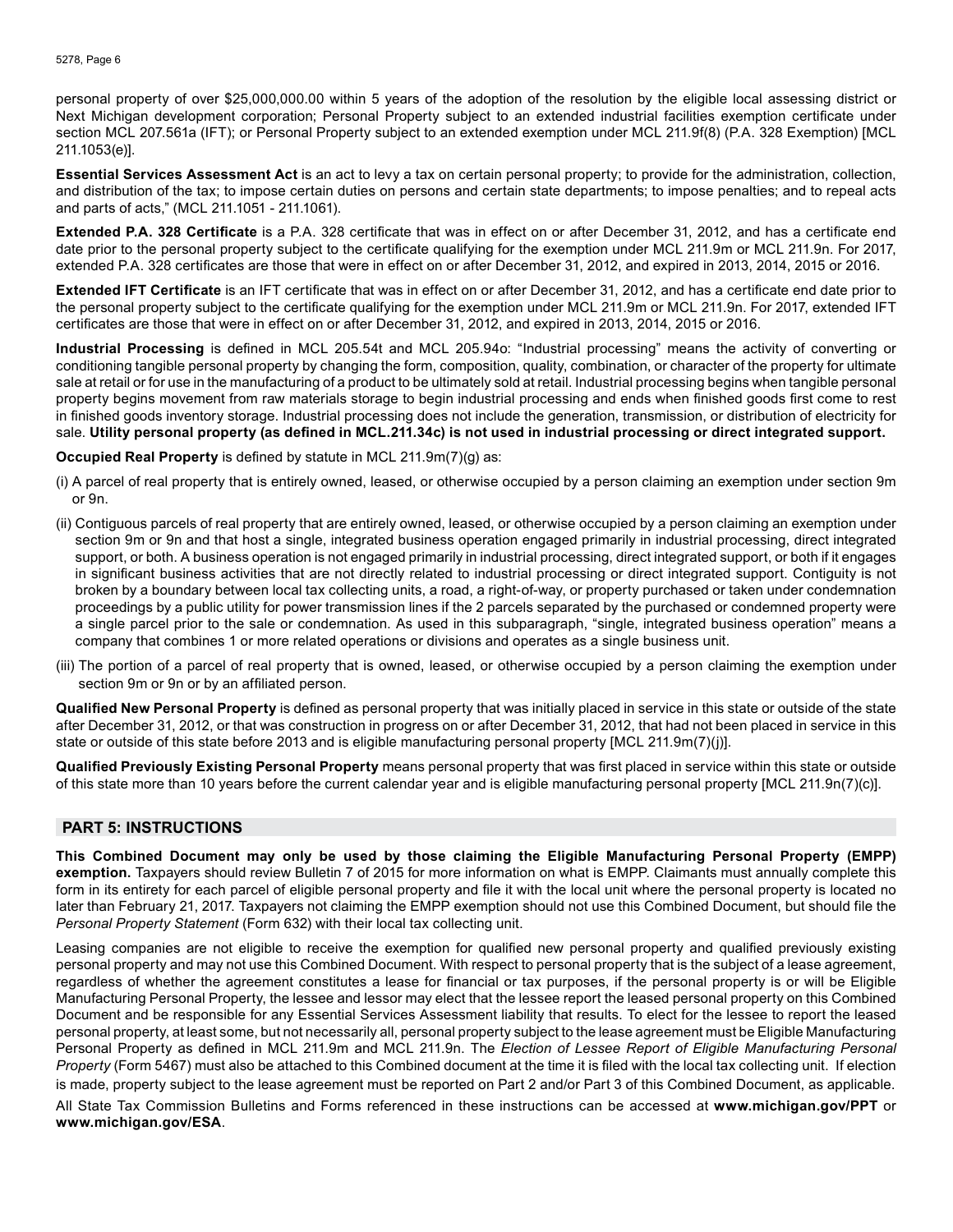personal property of over $25,000,000.00 within 5 years of the adoption of the resolution by the eligible local assessing district or Next Michigan development corporation; Personal Property subject to an extended industrial facilities exemption certificate under section MCL 207.561a (IFT); or Personal Property subject to an extended exemption under MCL 211.9f(8) (P.A. 328 Exemption) [MCL 211.1053(e)].

**Essential Services Assessment Act** is an act to levy a tax on certain personal property; to provide for the administration, collection, and distribution of the tax; to impose certain duties on persons and certain state departments; to impose penalties; and to repeal acts and parts of acts," (MCL 211.1051 - 211.1061).

**Extended P.A. 328 Certificate** is a P.A. 328 certificate that was in effect on or after December 31, 2012, and has a certificate end date prior to the personal property subject to the certificate qualifying for the exemption under MCL 211.9m or MCL 211.9n. For 2017, extended P.A. 328 certificates are those that were in effect on or after December 31, 2012, and expired in 2013, 2014, 2015 or 2016.

**Extended IFT Certificate** is an IFT certificate that was in effect on or after December 31, 2012, and has a certificate end date prior to the personal property subject to the certificate qualifying for the exemption under MCL 211.9m or MCL 211.9n. For 2017, extended IFT certificates are those that were in effect on or after December 31, 2012, and expired in 2013, 2014, 2015 or 2016.

**Industrial Processing** is defined in MCL 205.54t and MCL 205.94o: "Industrial processing" means the activity of converting or conditioning tangible personal property by changing the form, composition, quality, combination, or character of the property for ultimate sale at retail or for use in the manufacturing of a product to be ultimately sold at retail. Industrial processing begins when tangible personal property begins movement from raw materials storage to begin industrial processing and ends when finished goods first come to rest in finished goods inventory storage. Industrial processing does not include the generation, transmission, or distribution of electricity for sale. **Utility personal property (as defined in MCL.211.34c) is not used in industrial processing or direct integrated support.**

**Occupied Real Property** is defined by statute in MCL 211.9m(7)(g) as:

(i) A parcel of real property that is entirely owned, leased, or otherwise occupied by a person claiming an exemption under section 9m or 9n.

(ii) Contiguous parcels of real property that are entirely owned, leased, or otherwise occupied by a person claiming an exemption under section 9m or 9n and that host a single, integrated business operation engaged primarily in industrial processing, direct integrated support, or both. A business operation is not engaged primarily in industrial processing, direct integrated support, or both if it engages in significant business activities that are not directly related to industrial processing or direct integrated support. Contiguity is not broken by a boundary between local tax collecting units, a road, a right-of-way, or property purchased or taken under condemnation proceedings by a public utility for power transmission lines if the 2 parcels separated by the purchased or condemned property were a single parcel prior to the sale or condemnation. As used in this subparagraph, "single, integrated business operation" means a company that combines 1 or more related operations or divisions and operates as a single business unit.

(iii) The portion of a parcel of real property that is owned, leased, or otherwise occupied by a person claiming the exemption under section 9m or 9n or by an affiliated person.

**Qualified New Personal Property** is defined as personal property that was initially placed in service in this state or outside of the state after December 31, 2012, or that was construction in progress on or after December 31, 2012, that had not been placed in service in this state or outside of this state before 2013 and is eligible manufacturing personal property [MCL 211.9m(7)(j)].

**Qualified Previously Existing Personal Property** means personal property that was first placed in service within this state or outside of this state more than 10 years before the current calendar year and is eligible manufacturing personal property [MCL 211.9n(7)(c)].

## PART 5: INSTRUCTIONS

**This Combined Document may only be used by those claiming the Eligible Manufacturing Personal Property (EMPP) exemption.** Taxpayers should review Bulletin 7 of 2015 for more information on what is EMPP. Claimants must annually complete this form in its entirety for each parcel of eligible personal property and file it with the local unit where the personal property is located no later than February 21, 2017. Taxpayers not claiming the EMPP exemption should not use this Combined Document, but should file the *Personal Property Statement* (Form 632) with their local tax collecting unit.

Leasing companies are not eligible to receive the exemption for qualified new personal property and qualified previously existing personal property and may not use this Combined Document. With respect to personal property that is the subject of a lease agreement, regardless of whether the agreement constitutes a lease for financial or tax purposes, if the personal property is or will be Eligible Manufacturing Personal Property, the lessee and lessor may elect that the lessee report the leased personal property on this Combined Document and be responsible for any Essential Services Assessment liability that results. To elect for the lessee to report the leased personal property, at least some, but not necessarily all, personal property subject to the lease agreement must be Eligible Manufacturing Personal Property as defined in MCL 211.9m and MCL 211.9n. The *Election of Lessee Report of Eligible Manufacturing Personal Property* (Form 5467) must also be attached to this Combined document at the time it is filed with the local tax collecting unit. If election is made, property subject to the lease agreement must be reported on Part 2 and/or Part 3 of this Combined Document, as applicable.

All State Tax Commission Bulletins and Forms referenced in these instructions can be accessed at **www.michigan.gov/PPT** or **www.michigan.gov/ESA**.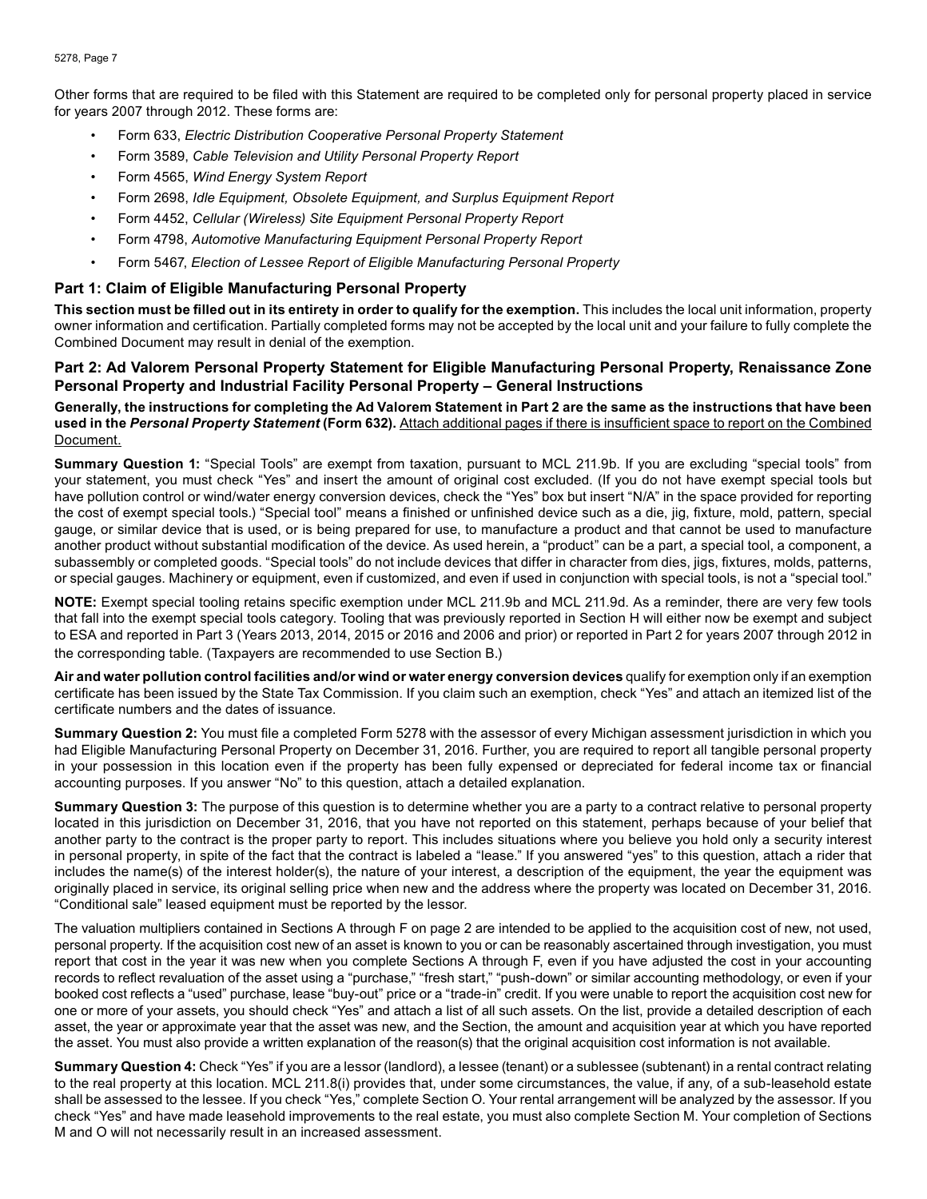Other forms that are required to be filed with this Statement are required to be completed only for personal property placed in service for years 2007 through 2012. These forms are:

- Form 633, *Electric Distribution Cooperative Personal Property Statement*
- Form 3589, *Cable Television and Utility Personal Property Report*
- Form 4565, *Wind Energy System Report*
- Form 2698, *Idle Equipment, Obsolete Equipment, and Surplus Equipment Report*
- Form 4452, *Cellular (Wireless) Site Equipment Personal Property Report*
- Form 4798, *Automotive Manufacturing Equipment Personal Property Report*
- Form 5467, *Election of Lessee Report of Eligible Manufacturing Personal Property*

## Part 1: Claim of Eligible Manufacturing Personal Property

**This section must be filled out in its entirety in order to qualify for the exemption.** This includes the local unit information, property owner information and certification. Partially completed forms may not be accepted by the local unit and your failure to fully complete the Combined Document may result in denial of the exemption.

## Part 2: Ad Valorem Personal Property Statement for Eligible Manufacturing Personal Property, Renaissance Zone Personal Property and Industrial Facility Personal Property – General Instructions

**Generally, the instructions for completing the Ad Valorem Statement in Part 2 are the same as the instructions that have been used in the *Personal Property Statement* (Form 632).** Attach additional pages if there is insufficient space to report on the Combined Document.

**Summary Question 1:** "Special Tools" are exempt from taxation, pursuant to MCL 211.9b. If you are excluding "special tools" from your statement, you must check "Yes" and insert the amount of original cost excluded. (If you do not have exempt special tools but have pollution control or wind/water energy conversion devices, check the "Yes" box but insert "N/A" in the space provided for reporting the cost of exempt special tools.) "Special tool" means a finished or unfinished device such as a die, jig, fixture, mold, pattern, special gauge, or similar device that is used, or is being prepared for use, to manufacture a product and that cannot be used to manufacture another product without substantial modification of the device. As used herein, a "product" can be a part, a special tool, a component, a subassembly or completed goods. "Special tools" do not include devices that differ in character from dies, jigs, fixtures, molds, patterns, or special gauges. Machinery or equipment, even if customized, and even if used in conjunction with special tools, is not a "special tool."

**NOTE:** Exempt special tooling retains specific exemption under MCL 211.9b and MCL 211.9d. As a reminder, there are very few tools that fall into the exempt special tools category. Tooling that was previously reported in Section H will either now be exempt and subject to ESA and reported in Part 3 (Years 2013, 2014, 2015 or 2016 and 2006 and prior) or reported in Part 2 for years 2007 through 2012 in the corresponding table. (Taxpayers are recommended to use Section B.)

**Air and water pollution control facilities and/or wind or water energy conversion devices** qualify for exemption only if an exemption certificate has been issued by the State Tax Commission. If you claim such an exemption, check "Yes" and attach an itemized list of the certificate numbers and the dates of issuance.

**Summary Question 2:** You must file a completed Form 5278 with the assessor of every Michigan assessment jurisdiction in which you had Eligible Manufacturing Personal Property on December 31, 2016. Further, you are required to report all tangible personal property in your possession in this location even if the property has been fully expensed or depreciated for federal income tax or financial accounting purposes. If you answer "No" to this question, attach a detailed explanation.

**Summary Question 3:** The purpose of this question is to determine whether you are a party to a contract relative to personal property located in this jurisdiction on December 31, 2016, that you have not reported on this statement, perhaps because of your belief that another party to the contract is the proper party to report. This includes situations where you believe you hold only a security interest in personal property, in spite of the fact that the contract is labeled a "lease." If you answered "yes" to this question, attach a rider that includes the name(s) of the interest holder(s), the nature of your interest, a description of the equipment, the year the equipment was originally placed in service, its original selling price when new and the address where the property was located on December 31, 2016. "Conditional sale" leased equipment must be reported by the lessor.

The valuation multipliers contained in Sections A through F on page 2 are intended to be applied to the acquisition cost of new, not used, personal property. If the acquisition cost new of an asset is known to you or can be reasonably ascertained through investigation, you must report that cost in the year it was new when you complete Sections A through F, even if you have adjusted the cost in your accounting records to reflect revaluation of the asset using a "purchase," "fresh start," "push-down" or similar accounting methodology, or even if your booked cost reflects a "used" purchase, lease "buy-out" price or a "trade-in" credit. If you were unable to report the acquisition cost new for one or more of your assets, you should check "Yes" and attach a list of all such assets. On the list, provide a detailed description of each asset, the year or approximate year that the asset was new, and the Section, the amount and acquisition year at which you have reported the asset. You must also provide a written explanation of the reason(s) that the original acquisition cost information is not available.

**Summary Question 4:** Check "Yes" if you are a lessor (landlord), a lessee (tenant) or a sublessee (subtenant) in a rental contract relating to the real property at this location. MCL 211.8(i) provides that, under some circumstances, the value, if any, of a sub-leasehold estate shall be assessed to the lessee. If you check "Yes," complete Section O. Your rental arrangement will be analyzed by the assessor. If you check "Yes" and have made leasehold improvements to the real estate, you must also complete Section M. Your completion of Sections M and O will not necessarily result in an increased assessment.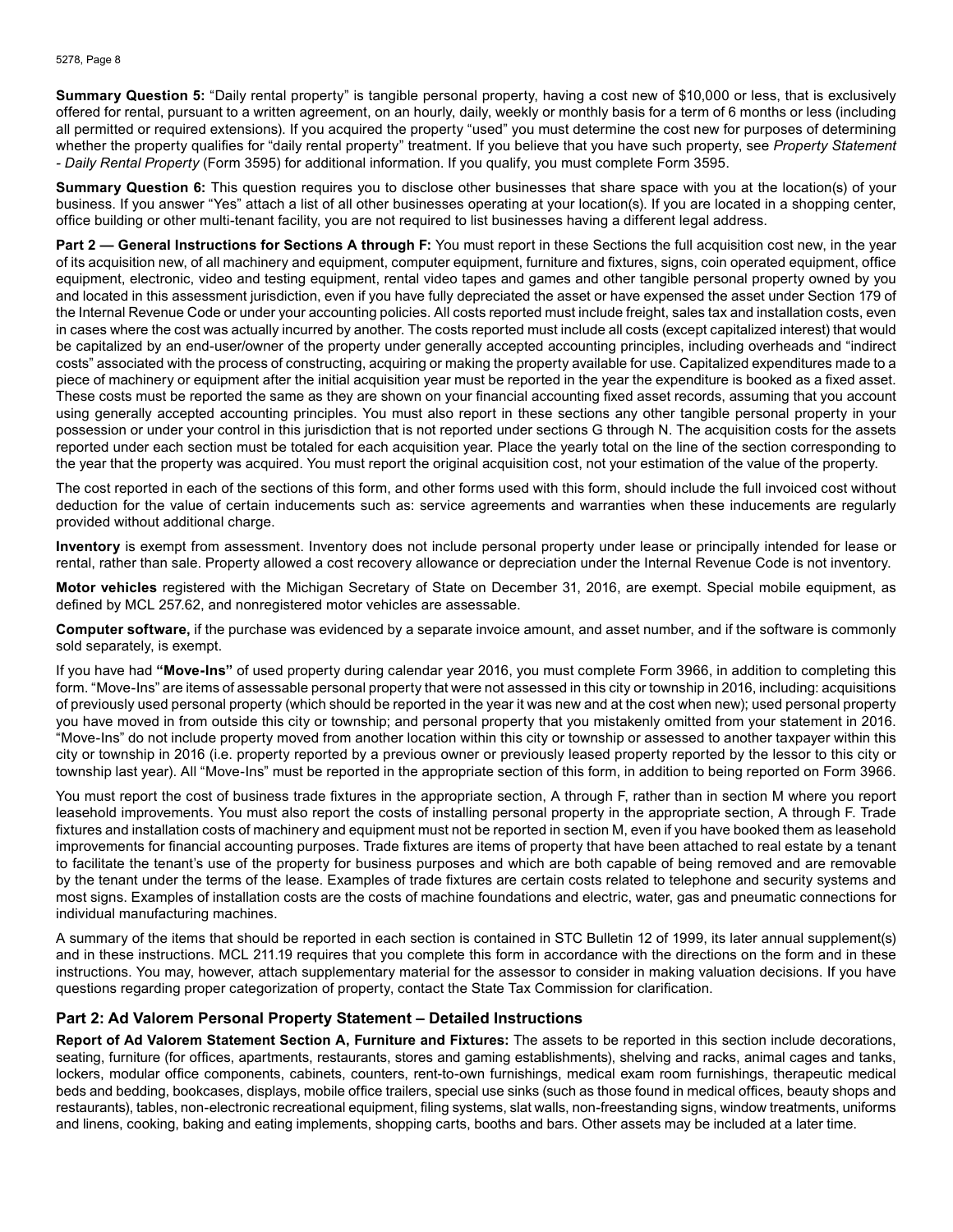**Summary Question 5:** “Daily rental property” is tangible personal property, having a cost new of $10,000 or less, that is exclusively offered for rental, pursuant to a written agreement, on an hourly, daily, weekly or monthly basis for a term of 6 months or less (including all permitted or required extensions). If you acquired the property “used” you must determine the cost new for purposes of determining whether the property qualifies for “daily rental property” treatment. If you believe that you have such property, see *Property Statement - Daily Rental Property* (Form 3595) for additional information. If you qualify, you must complete Form 3595.

**Summary Question 6:** This question requires you to disclose other businesses that share space with you at the location(s) of your business. If you answer “Yes” attach a list of all other businesses operating at your location(s). If you are located in a shopping center, office building or other multi-tenant facility, you are not required to list businesses having a different legal address.

**Part 2 — General Instructions for Sections A through F:** You must report in these Sections the full acquisition cost new, in the year of its acquisition new, of all machinery and equipment, computer equipment, furniture and fixtures, signs, coin operated equipment, office equipment, electronic, video and testing equipment, rental video tapes and games and other tangible personal property owned by you and located in this assessment jurisdiction, even if you have fully depreciated the asset or have expensed the asset under Section 179 of the Internal Revenue Code or under your accounting policies. All costs reported must include freight, sales tax and installation costs, even in cases where the cost was actually incurred by another. The costs reported must include all costs (except capitalized interest) that would be capitalized by an end-user/owner of the property under generally accepted accounting principles, including overheads and “indirect costs” associated with the process of constructing, acquiring or making the property available for use. Capitalized expenditures made to a piece of machinery or equipment after the initial acquisition year must be reported in the year the expenditure is booked as a fixed asset. These costs must be reported the same as they are shown on your financial accounting fixed asset records, assuming that you account using generally accepted accounting principles. You must also report in these sections any other tangible personal property in your possession or under your control in this jurisdiction that is not reported under sections G through N. The acquisition costs for the assets reported under each section must be totaled for each acquisition year. Place the yearly total on the line of the section corresponding to the year that the property was acquired. You must report the original acquisition cost, not your estimation of the value of the property.

The cost reported in each of the sections of this form, and other forms used with this form, should include the full invoiced cost without deduction for the value of certain inducements such as: service agreements and warranties when these inducements are regularly provided without additional charge.

**Inventory** is exempt from assessment. Inventory does not include personal property under lease or principally intended for lease or rental, rather than sale. Property allowed a cost recovery allowance or depreciation under the Internal Revenue Code is not inventory.

**Motor vehicles** registered with the Michigan Secretary of State on December 31, 2016, are exempt. Special mobile equipment, as defined by MCL 257.62, and nonregistered motor vehicles are assessable.

**Computer software,** if the purchase was evidenced by a separate invoice amount, and asset number, and if the software is commonly sold separately, is exempt.

If you have had **“Move-Ins”** of used property during calendar year 2016, you must complete Form 3966, in addition to completing this form. “Move-Ins” are items of assessable personal property that were not assessed in this city or township in 2016, including: acquisitions of previously used personal property (which should be reported in the year it was new and at the cost when new); used personal property you have moved in from outside this city or township; and personal property that you mistakenly omitted from your statement in 2016. “Move-Ins” do not include property moved from another location within this city or township or assessed to another taxpayer within this city or township in 2016 (i.e. property reported by a previous owner or previously leased property reported by the lessor to this city or township last year). All “Move-Ins” must be reported in the appropriate section of this form, in addition to being reported on Form 3966.

You must report the cost of business trade fixtures in the appropriate section, A through F, rather than in section M where you report leasehold improvements. You must also report the costs of installing personal property in the appropriate section, A through F. Trade fixtures and installation costs of machinery and equipment must not be reported in section M, even if you have booked them as leasehold improvements for financial accounting purposes. Trade fixtures are items of property that have been attached to real estate by a tenant to facilitate the tenant’s use of the property for business purposes and which are both capable of being removed and are removable by the tenant under the terms of the lease. Examples of trade fixtures are certain costs related to telephone and security systems and most signs. Examples of installation costs are the costs of machine foundations and electric, water, gas and pneumatic connections for individual manufacturing machines.

A summary of the items that should be reported in each section is contained in STC Bulletin 12 of 1999, its later annual supplement(s) and in these instructions. MCL 211.19 requires that you complete this form in accordance with the directions on the form and in these instructions. You may, however, attach supplementary material for the assessor to consider in making valuation decisions. If you have questions regarding proper categorization of property, contact the State Tax Commission for clarification.

## Part 2: Ad Valorem Personal Property Statement – Detailed Instructions

**Report of Ad Valorem Statement Section A, Furniture and Fixtures:** The assets to be reported in this section include decorations, seating, furniture (for offices, apartments, restaurants, stores and gaming establishments), shelving and racks, animal cages and tanks, lockers, modular office components, cabinets, counters, rent-to-own furnishings, medical exam room furnishings, therapeutic medical beds and bedding, bookcases, displays, mobile office trailers, special use sinks (such as those found in medical offices, beauty shops and restaurants), tables, non-electronic recreational equipment, filing systems, slat walls, non-freestanding signs, window treatments, uniforms and linens, cooking, baking and eating implements, shopping carts, booths and bars. Other assets may be included at a later time.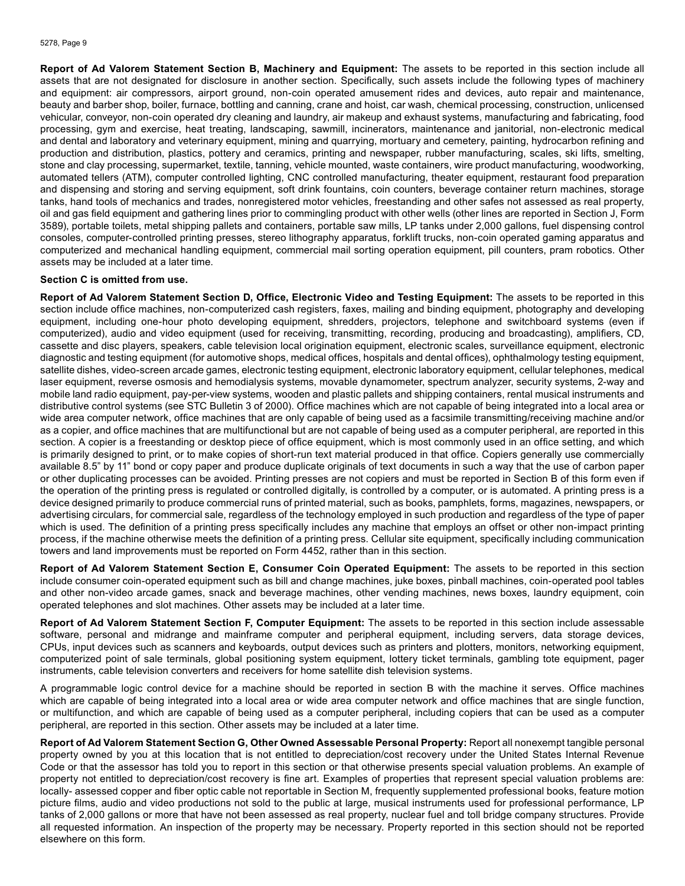**Report of Ad Valorem Statement Section B, Machinery and Equipment:** The assets to be reported in this section include all assets that are not designated for disclosure in another section. Specifically, such assets include the following types of machinery and equipment: air compressors, airport ground, non-coin operated amusement rides and devices, auto repair and maintenance, beauty and barber shop, boiler, furnace, bottling and canning, crane and hoist, car wash, chemical processing, construction, unlicensed vehicular, conveyor, non-coin operated dry cleaning and laundry, air makeup and exhaust systems, manufacturing and fabricating, food processing, gym and exercise, heat treating, landscaping, sawmill, incinerators, maintenance and janitorial, non-electronic medical and dental and laboratory and veterinary equipment, mining and quarrying, mortuary and cemetery, painting, hydrocarbon refining and production and distribution, plastics, pottery and ceramics, printing and newspaper, rubber manufacturing, scales, ski lifts, smelting, stone and clay processing, supermarket, textile, tanning, vehicle mounted, waste containers, wire product manufacturing, woodworking, automated tellers (ATM), computer controlled lighting, CNC controlled manufacturing, theater equipment, restaurant food preparation and dispensing and storing and serving equipment, soft drink fountains, coin counters, beverage container return machines, storage tanks, hand tools of mechanics and trades, nonregistered motor vehicles, freestanding and other safes not assessed as real property, oil and gas field equipment and gathering lines prior to commingling product with other wells (other lines are reported in Section J, Form 3589), portable toilets, metal shipping pallets and containers, portable saw mills, LP tanks under 2,000 gallons, fuel dispensing control consoles, computer-controlled printing presses, stereo lithography apparatus, forklift trucks, non-coin operated gaming apparatus and computerized and mechanical handling equipment, commercial mail sorting operation equipment, pill counters, pram robotics. Other assets may be included at a later time.

**Section C is omitted from use.**

**Report of Ad Valorem Statement Section D, Office, Electronic Video and Testing Equipment:** The assets to be reported in this section include office machines, non-computerized cash registers, faxes, mailing and binding equipment, photography and developing equipment, including one-hour photo developing equipment, shredders, projectors, telephone and switchboard systems (even if computerized), audio and video equipment (used for receiving, transmitting, recording, producing and broadcasting), amplifiers, CD, cassette and disc players, speakers, cable television local origination equipment, electronic scales, surveillance equipment, electronic diagnostic and testing equipment (for automotive shops, medical offices, hospitals and dental offices), ophthalmology testing equipment, satellite dishes, video-screen arcade games, electronic testing equipment, electronic laboratory equipment, cellular telephones, medical laser equipment, reverse osmosis and hemodialysis systems, movable dynamometer, spectrum analyzer, security systems, 2-way and mobile land radio equipment, pay-per-view systems, wooden and plastic pallets and shipping containers, rental musical instruments and distributive control systems (see STC Bulletin 3 of 2000). Office machines which are not capable of being integrated into a local area or wide area computer network, office machines that are only capable of being used as a facsimile transmitting/receiving machine and/or as a copier, and office machines that are multifunctional but are not capable of being used as a computer peripheral, are reported in this section. A copier is a freestanding or desktop piece of office equipment, which is most commonly used in an office setting, and which is primarily designed to print, or to make copies of short-run text material produced in that office. Copiers generally use commercially available 8.5" by 11" bond or copy paper and produce duplicate originals of text documents in such a way that the use of carbon paper or other duplicating processes can be avoided. Printing presses are not copiers and must be reported in Section B of this form even if the operation of the printing press is regulated or controlled digitally, is controlled by a computer, or is automated. A printing press is a device designed primarily to produce commercial runs of printed material, such as books, pamphlets, forms, magazines, newspapers, or advertising circulars, for commercial sale, regardless of the technology employed in such production and regardless of the type of paper which is used. The definition of a printing press specifically includes any machine that employs an offset or other non-impact printing process, if the machine otherwise meets the definition of a printing press. Cellular site equipment, specifically including communication towers and land improvements must be reported on Form 4452, rather than in this section.

**Report of Ad Valorem Statement Section E, Consumer Coin Operated Equipment:** The assets to be reported in this section include consumer coin-operated equipment such as bill and change machines, juke boxes, pinball machines, coin-operated pool tables and other non-video arcade games, snack and beverage machines, other vending machines, news boxes, laundry equipment, coin operated telephones and slot machines. Other assets may be included at a later time.

**Report of Ad Valorem Statement Section F, Computer Equipment:** The assets to be reported in this section include assessable software, personal and midrange and mainframe computer and peripheral equipment, including servers, data storage devices, CPUs, input devices such as scanners and keyboards, output devices such as printers and plotters, monitors, networking equipment, computerized point of sale terminals, global positioning system equipment, lottery ticket terminals, gambling tote equipment, pager instruments, cable television converters and receivers for home satellite dish television systems.

A programmable logic control device for a machine should be reported in section B with the machine it serves. Office machines which are capable of being integrated into a local area or wide area computer network and office machines that are single function, or multifunction, and which are capable of being used as a computer peripheral, including copiers that can be used as a computer peripheral, are reported in this section. Other assets may be included at a later time.

**Report of Ad Valorem Statement Section G, Other Owned Assessable Personal Property:** Report all nonexempt tangible personal property owned by you at this location that is not entitled to depreciation/cost recovery under the United States Internal Revenue Code or that the assessor has told you to report in this section or that otherwise presents special valuation problems. An example of property not entitled to depreciation/cost recovery is fine art. Examples of properties that represent special valuation problems are: locally- assessed copper and fiber optic cable not reportable in Section M, frequently supplemented professional books, feature motion picture films, audio and video productions not sold to the public at large, musical instruments used for professional performance, LP tanks of 2,000 gallons or more that have not been assessed as real property, nuclear fuel and toll bridge company structures. Provide all requested information. An inspection of the property may be necessary. Property reported in this section should not be reported elsewhere on this form.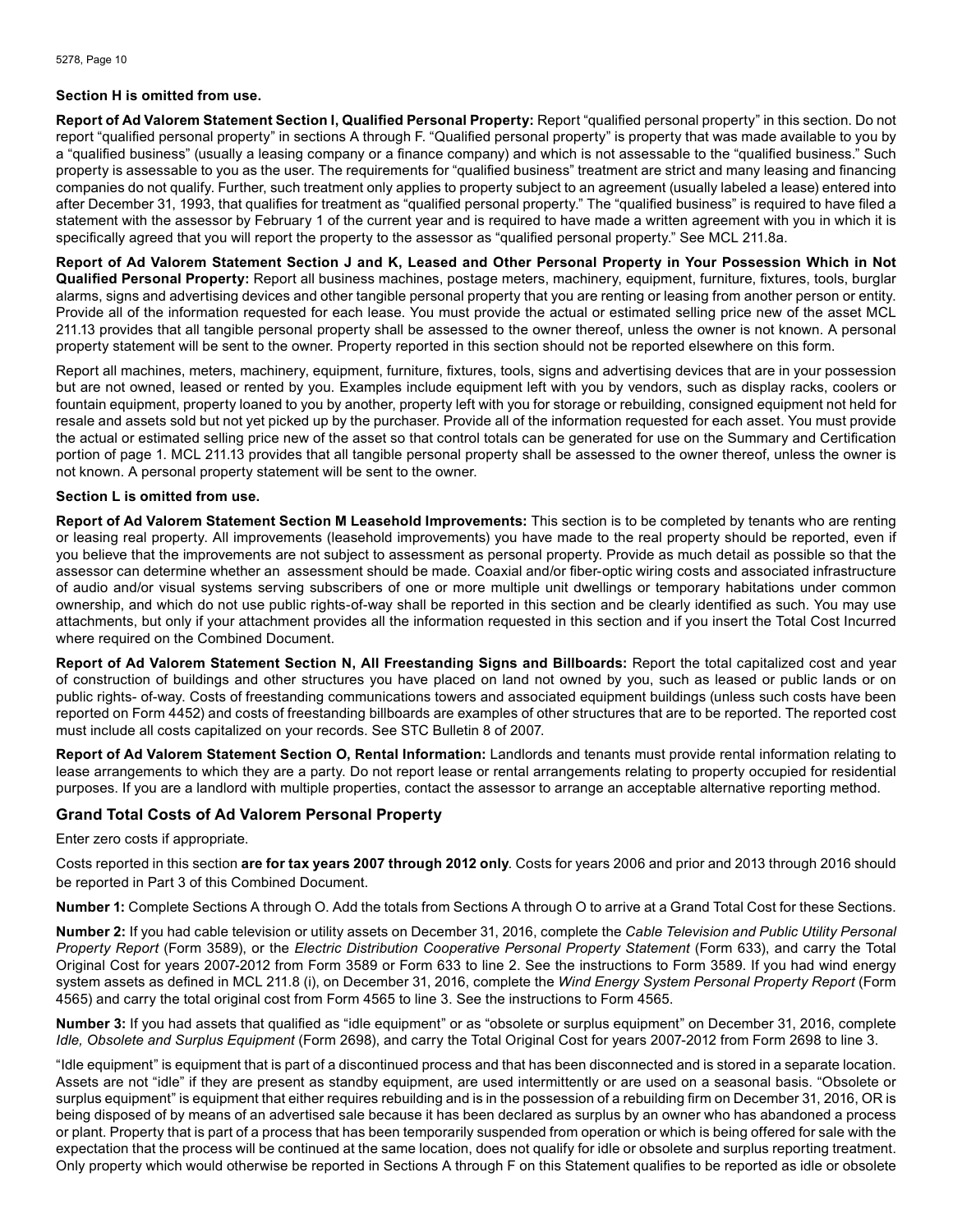**Section H is omitted from use.**

**Report of Ad Valorem Statement Section I, Qualified Personal Property:** Report "qualified personal property" in this section. Do not report "qualified personal property" in sections A through F. "Qualified personal property" is property that was made available to you by a "qualified business" (usually a leasing company or a finance company) and which is not assessable to the "qualified business." Such property is assessable to you as the user. The requirements for "qualified business" treatment are strict and many leasing and financing companies do not qualify. Further, such treatment only applies to property subject to an agreement (usually labeled a lease) entered into after December 31, 1993, that qualifies for treatment as "qualified personal property." The "qualified business" is required to have filed a statement with the assessor by February 1 of the current year and is required to have made a written agreement with you in which it is specifically agreed that you will report the property to the assessor as "qualified personal property." See MCL 211.8a.

**Report of Ad Valorem Statement Section J and K, Leased and Other Personal Property in Your Possession Which in Not Qualified Personal Property:** Report all business machines, postage meters, machinery, equipment, furniture, fixtures, tools, burglar alarms, signs and advertising devices and other tangible personal property that you are renting or leasing from another person or entity. Provide all of the information requested for each lease. You must provide the actual or estimated selling price new of the asset MCL 211.13 provides that all tangible personal property shall be assessed to the owner thereof, unless the owner is not known. A personal property statement will be sent to the owner. Property reported in this section should not be reported elsewhere on this form.

Report all machines, meters, machinery, equipment, furniture, fixtures, tools, signs and advertising devices that are in your possession but are not owned, leased or rented by you. Examples include equipment left with you by vendors, such as display racks, coolers or fountain equipment, property loaned to you by another, property left with you for storage or rebuilding, consigned equipment not held for resale and assets sold but not yet picked up by the purchaser. Provide all of the information requested for each asset. You must provide the actual or estimated selling price new of the asset so that control totals can be generated for use on the Summary and Certification portion of page 1. MCL 211.13 provides that all tangible personal property shall be assessed to the owner thereof, unless the owner is not known. A personal property statement will be sent to the owner.

**Section L is omitted from use.**

**Report of Ad Valorem Statement Section M Leasehold Improvements:** This section is to be completed by tenants who are renting or leasing real property. All improvements (leasehold improvements) you have made to the real property should be reported, even if you believe that the improvements are not subject to assessment as personal property. Provide as much detail as possible so that the assessor can determine whether an assessment should be made. Coaxial and/or fiber-optic wiring costs and associated infrastructure of audio and/or visual systems serving subscribers of one or more multiple unit dwellings or temporary habitations under common ownership, and which do not use public rights-of-way shall be reported in this section and be clearly identified as such. You may use attachments, but only if your attachment provides all the information requested in this section and if you insert the Total Cost Incurred where required on the Combined Document.

**Report of Ad Valorem Statement Section N, All Freestanding Signs and Billboards:** Report the total capitalized cost and year of construction of buildings and other structures you have placed on land not owned by you, such as leased or public lands or on public rights- of-way. Costs of freestanding communications towers and associated equipment buildings (unless such costs have been reported on Form 4452) and costs of freestanding billboards are examples of other structures that are to be reported. The reported cost must include all costs capitalized on your records. See STC Bulletin 8 of 2007.

**Report of Ad Valorem Statement Section O, Rental Information:** Landlords and tenants must provide rental information relating to lease arrangements to which they are a party. Do not report lease or rental arrangements relating to property occupied for residential purposes. If you are a landlord with multiple properties, contact the assessor to arrange an acceptable alternative reporting method.

## Grand Total Costs of Ad Valorem Personal Property

Enter zero costs if appropriate.

Costs reported in this section **are for tax years 2007 through 2012 only**. Costs for years 2006 and prior and 2013 through 2016 should be reported in Part 3 of this Combined Document.

**Number 1:** Complete Sections A through O. Add the totals from Sections A through O to arrive at a Grand Total Cost for these Sections.

**Number 2:** If you had cable television or utility assets on December 31, 2016, complete the *Cable Television and Public Utility Personal Property Report* (Form 3589), or the *Electric Distribution Cooperative Personal Property Statement* (Form 633), and carry the Total Original Cost for years 2007-2012 from Form 3589 or Form 633 to line 2. See the instructions to Form 3589. If you had wind energy system assets as defined in MCL 211.8 (i), on December 31, 2016, complete the *Wind Energy System Personal Property Report* (Form 4565) and carry the total original cost from Form 4565 to line 3. See the instructions to Form 4565.

**Number 3:** If you had assets that qualified as "idle equipment" or as "obsolete or surplus equipment" on December 31, 2016, complete *Idle, Obsolete and Surplus Equipment* (Form 2698), and carry the Total Original Cost for years 2007-2012 from Form 2698 to line 3.

"Idle equipment" is equipment that is part of a discontinued process and that has been disconnected and is stored in a separate location. Assets are not "idle" if they are present as standby equipment, are used intermittently or are used on a seasonal basis. "Obsolete or surplus equipment" is equipment that either requires rebuilding and is in the possession of a rebuilding firm on December 31, 2016, OR is being disposed of by means of an advertised sale because it has been declared as surplus by an owner who has abandoned a process or plant. Property that is part of a process that has been temporarily suspended from operation or which is being offered for sale with the expectation that the process will be continued at the same location, does not qualify for idle or obsolete and surplus reporting treatment. Only property which would otherwise be reported in Sections A through F on this Statement qualifies to be reported as idle or obsolete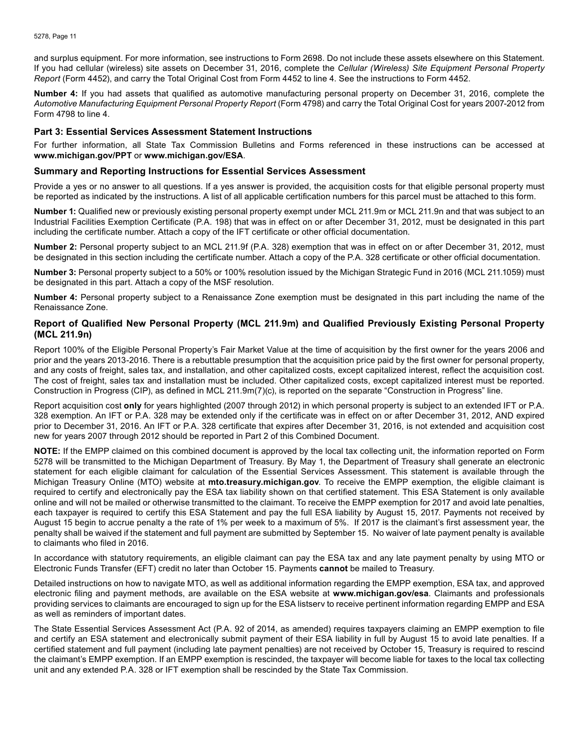and surplus equipment. For more information, see instructions to Form 2698. Do not include these assets elsewhere on this Statement. If you had cellular (wireless) site assets on December 31, 2016, complete the *Cellular (Wireless) Site Equipment Personal Property Report* (Form 4452), and carry the Total Original Cost from Form 4452 to line 4. See the instructions to Form 4452.

**Number 4:** If you had assets that qualified as automotive manufacturing personal property on December 31, 2016, complete the *Automotive Manufacturing Equipment Personal Property Report* (Form 4798) and carry the Total Original Cost for years 2007-2012 from Form 4798 to line 4.

### Part 3: Essential Services Assessment Statement Instructions

For further information, all State Tax Commission Bulletins and Forms referenced in these instructions can be accessed at **www.michigan.gov/PPT** or **www.michigan.gov/ESA**.

### Summary and Reporting Instructions for Essential Services Assessment

Provide a yes or no answer to all questions. If a yes answer is provided, the acquisition costs for that eligible personal property must be reported as indicated by the instructions. A list of all applicable certification numbers for this parcel must be attached to this form.

**Number 1:** Qualified new or previously existing personal property exempt under MCL 211.9m or MCL 211.9n and that was subject to an Industrial Facilities Exemption Certificate (P.A. 198) that was in effect on or after December 31, 2012, must be designated in this part including the certificate number. Attach a copy of the IFT certificate or other official documentation.

**Number 2:** Personal property subject to an MCL 211.9f (P.A. 328) exemption that was in effect on or after December 31, 2012, must be designated in this section including the certificate number. Attach a copy of the P.A. 328 certificate or other official documentation.

**Number 3:** Personal property subject to a 50% or 100% resolution issued by the Michigan Strategic Fund in 2016 (MCL 211.1059) must be designated in this part. Attach a copy of the MSF resolution.

**Number 4:** Personal property subject to a Renaissance Zone exemption must be designated in this part including the name of the Renaissance Zone.

### Report of Qualified New Personal Property (MCL 211.9m) and Qualified Previously Existing Personal Property (MCL 211.9n)

Report 100% of the Eligible Personal Property's Fair Market Value at the time of acquisition by the first owner for the years 2006 and prior and the years 2013-2016. There is a rebuttable presumption that the acquisition price paid by the first owner for personal property, and any costs of freight, sales tax, and installation, and other capitalized costs, except capitalized interest, reflect the acquisition cost. The cost of freight, sales tax and installation must be included. Other capitalized costs, except capitalized interest must be reported. Construction in Progress (CIP), as defined in MCL 211.9m(7)(c), is reported on the separate "Construction in Progress" line.

Report acquisition cost **only** for years highlighted (2007 through 2012) in which personal property is subject to an extended IFT or P.A. 328 exemption. An IFT or P.A. 328 may be extended only if the certificate was in effect on or after December 31, 2012, AND expired prior to December 31, 2016. An IFT or P.A. 328 certificate that expires after December 31, 2016, is not extended and acquisition cost new for years 2007 through 2012 should be reported in Part 2 of this Combined Document.

**NOTE:** If the EMPP claimed on this combined document is approved by the local tax collecting unit, the information reported on Form 5278 will be transmitted to the Michigan Department of Treasury. By May 1, the Department of Treasury shall generate an electronic statement for each eligible claimant for calculation of the Essential Services Assessment. This statement is available through the Michigan Treasury Online (MTO) website at **mto.treasury.michigan.gov**. To receive the EMPP exemption, the eligible claimant is required to certify and electronically pay the ESA tax liability shown on that certified statement. This ESA Statement is only available online and will not be mailed or otherwise transmitted to the claimant. To receive the EMPP exemption for 2017 and avoid late penalties, each taxpayer is required to certify this ESA Statement and pay the full ESA liability by August 15, 2017. Payments not received by August 15 begin to accrue penalty a the rate of 1% per week to a maximum of 5%. If 2017 is the claimant's first assessment year, the penalty shall be waived if the statement and full payment are submitted by September 15. No waiver of late payment penalty is available to claimants who filed in 2016.

In accordance with statutory requirements, an eligible claimant can pay the ESA tax and any late payment penalty by using MTO or Electronic Funds Transfer (EFT) credit no later than October 15. Payments **cannot** be mailed to Treasury.

Detailed instructions on how to navigate MTO, as well as additional information regarding the EMPP exemption, ESA tax, and approved electronic filing and payment methods, are available on the ESA website at **www.michigan.gov/esa**. Claimants and professionals providing services to claimants are encouraged to sign up for the ESA listserv to receive pertinent information regarding EMPP and ESA as well as reminders of important dates.

The State Essential Services Assessment Act (P.A. 92 of 2014, as amended) requires taxpayers claiming an EMPP exemption to file and certify an ESA statement and electronically submit payment of their ESA liability in full by August 15 to avoid late penalties. If a certified statement and full payment (including late payment penalties) are not received by October 15, Treasury is required to rescind the claimant's EMPP exemption. If an EMPP exemption is rescinded, the taxpayer will become liable for taxes to the local tax collecting unit and any extended P.A. 328 or IFT exemption shall be rescinded by the State Tax Commission.